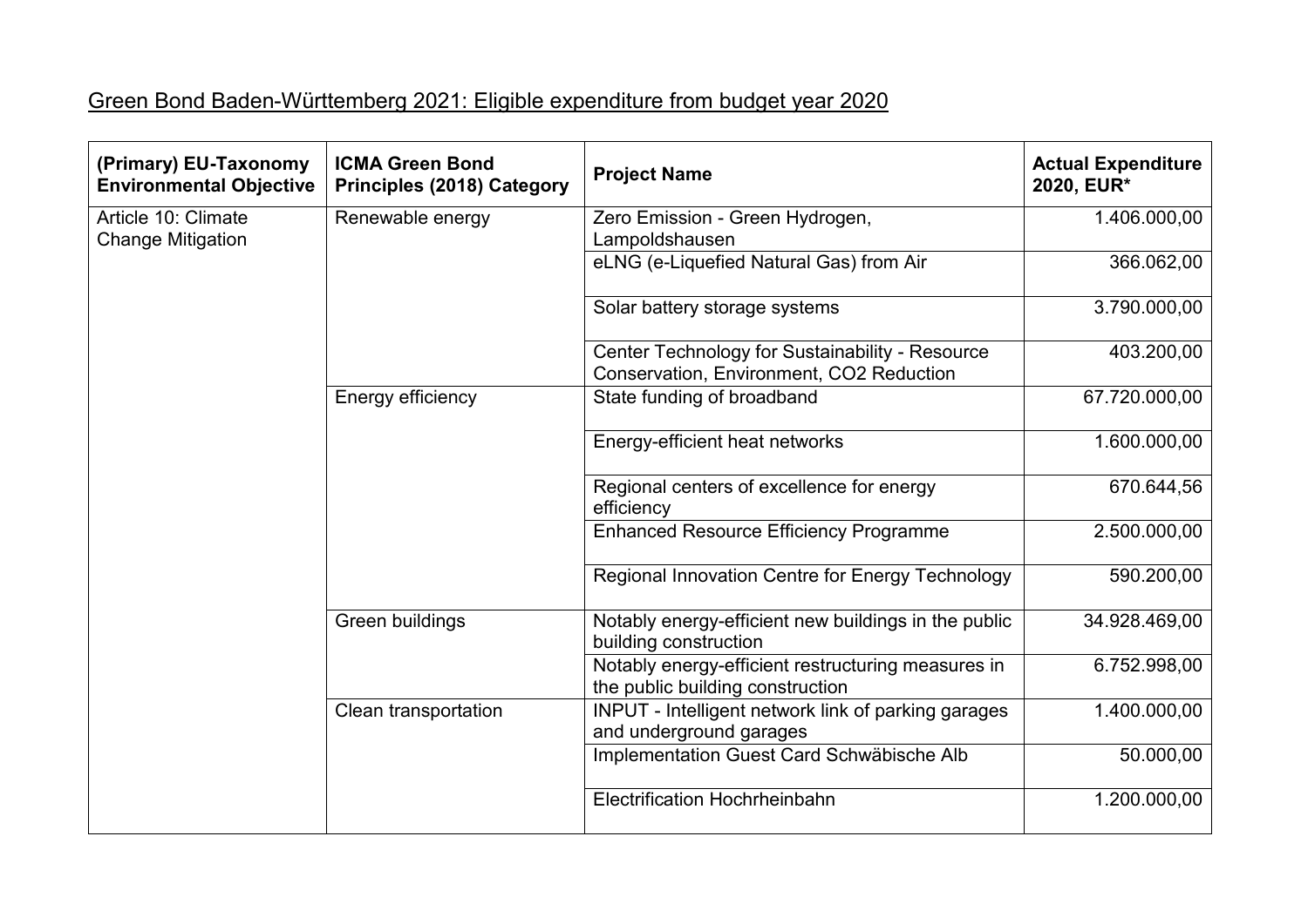# Green Bond Baden-Württemberg 2021: Eligible expenditure from budget year 2020

| (Primary) EU-Taxonomy Environmental Objective | ICMA Green Bond Principles (2018) Category | Project Name | Actual Expenditure 2020, EUR* |
|---|---|---|---|
| Article 10: Climate Change Mitigation | Renewable energy | Zero Emission - Green Hydrogen, Lampoldshausen | 1.406.000,00 |
| | | eLNG (e-Liquefied Natural Gas) from Air | 366.062,00 |
| | | Solar battery storage systems | 3.790.000,00 |
| | | Center Technology for Sustainability - Resource Conservation, Environment, CO2 Reduction | 403.200,00 |
| | Energy efficiency | State funding of broadband | 67.720.000,00 |
| | | Energy-efficient heat networks | 1.600.000,00 |
| | | Regional centers of excellence for energy efficiency | 670.644,56 |
| | | Enhanced Resource Efficiency Programme | 2.500.000,00 |
| | | Regional Innovation Centre for Energy Technology | 590.200,00 |
| | Green buildings | Notably energy-efficient new buildings in the public building construction | 34.928.469,00 |
| | | Notably energy-efficient restructuring measures in the public building construction | 6.752.998,00 |
| | Clean transportation | INPUT - Intelligent network link of parking garages and underground garages | 1.400.000,00 |
| | | Implementation Guest Card Schwäbische Alb | 50.000,00 |
| | | Electrification Hochrheinbahn | 1.200.000,00 |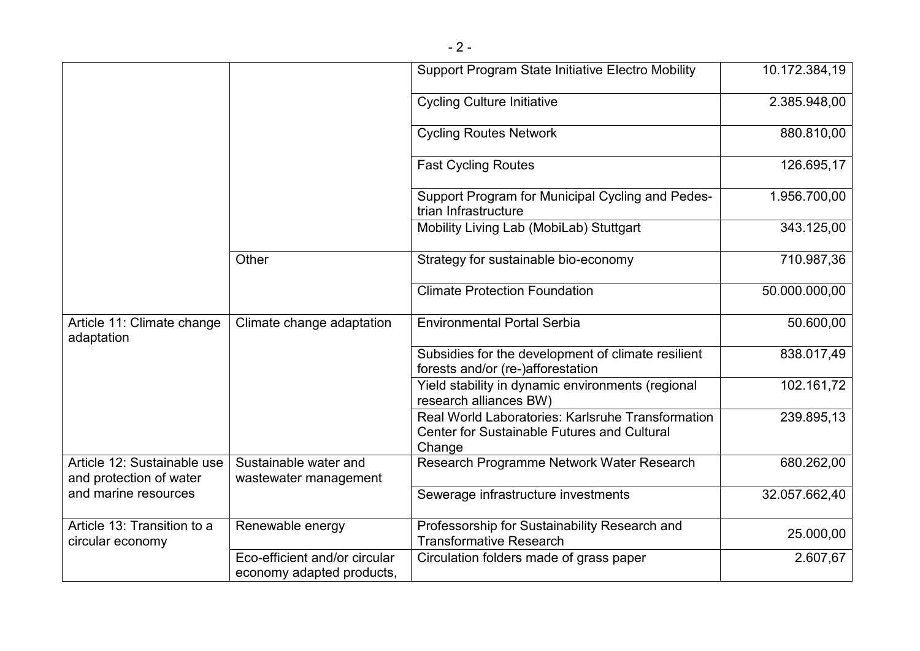| | | | |
|---|---|---|---|
| | | Support Program State Initiative Electro Mobility | 10.172.384,19 |
| | | Cycling Culture Initiative | 2.385.948,00 |
| | | Cycling Routes Network | 880.810,00 |
| | | Fast Cycling Routes | 126.695,17 |
| | | Support Program for Municipal Cycling and Pedestrian Infrastructure | 1.956.700,00 |
| | | Mobility Living Lab (MobiLab) Stuttgart | 343.125,00 |
| | Other | Strategy for sustainable bio-economy | 710.987,36 |
| | | Climate Protection Foundation | 50.000.000,00 |
| Article 11: Climate change adaptation | Climate change adaptation | Environmental Portal Serbia | 50.600,00 |
| | | Subsidies for the development of climate resilient forests and/or (re-)afforestation | 838.017,49 |
| | | Yield stability in dynamic environments (regional research alliances BW) | 102.161,72 |
| | | Real World Laboratories: Karlsruhe Transformation Center for Sustainable Futures and Cultural Change | 239.895,13 |
| Article 12: Sustainable use and protection of water and marine resources | Sustainable water and wastewater management | Research Programme Network Water Research | 680.262,00 |
| | | Sewerage infrastructure investments | 32.057.662,40 |
| Article 13: Transition to a circular economy | Renewable energy | Professorship for Sustainability Research and Transformative Research | 25.000,00 |
| | Eco-efficient and/or circular economy adapted products, | Circulation folders made of grass paper | 2.607,67 |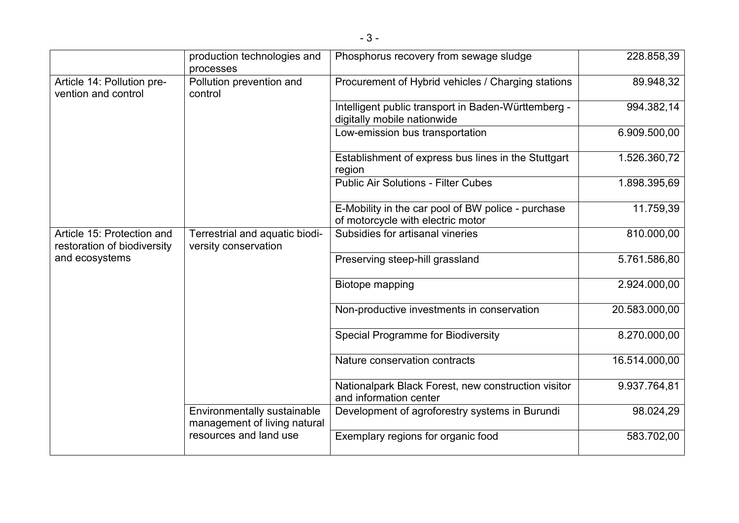| | | | |
|---|---|---|---|
| | production technologies and processes | Phosphorus recovery from sewage sludge | 228.858,39 |
| Article 14: Pollution prevention and control | Pollution prevention and control | Procurement of Hybrid vehicles / Charging stations | 89.948,32 |
| | | Intelligent public transport in Baden-Württemberg - digitally mobile nationwide | 994.382,14 |
| | | Low-emission bus transportation | 6.909.500,00 |
| | | Establishment of express bus lines in the Stuttgart region | 1.526.360,72 |
| | | Public Air Solutions - Filter Cubes | 1.898.395,69 |
| | | E-Mobility in the car pool of BW police - purchase of motorcycle with electric motor | 11.759,39 |
| Article 15: Protection and restoration of biodiversity and ecosystems | Terrestrial and aquatic biodiversity conservation | Subsidies for artisanal vineries | 810.000,00 |
| | | Preserving steep-hill grassland | 5.761.586,80 |
| | | Biotope mapping | 2.924.000,00 |
| | | Non-productive investments in conservation | 20.583.000,00 |
| | | Special Programme for Biodiversity | 8.270.000,00 |
| | | Nature conservation contracts | 16.514.000,00 |
| | | Nationalpark Black Forest, new construction visitor and information center | 9.937.764,81 |
| | Environmentally sustainable management of living natural resources and land use | Development of agroforestry systems in Burundi | 98.024,29 |
| | | Exemplary regions for organic food | 583.702,00 |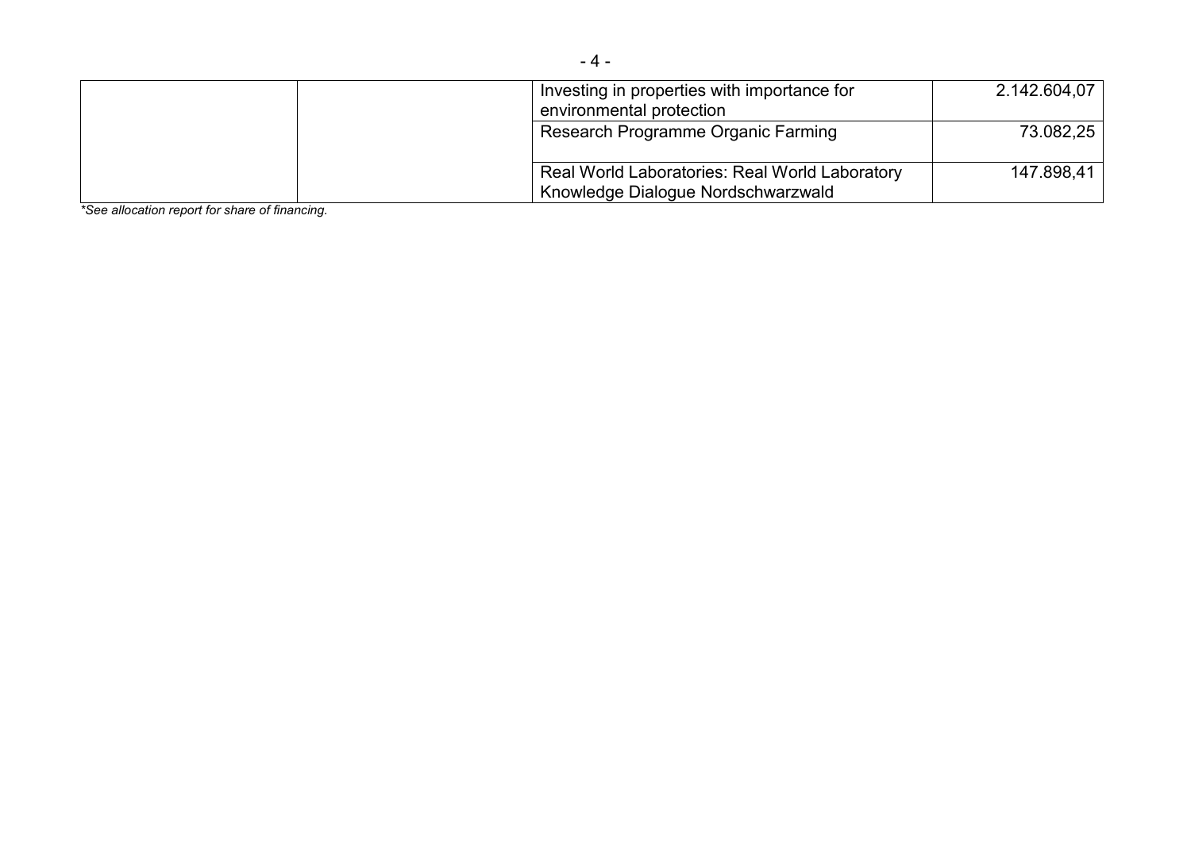| | | | |
|---|---|---|---|
| | | Investing in properties with importance for environmental protection | 2.142.604,07 |
| | | Research Programme Organic Farming | 73.082,25 |
| | | Real World Laboratories: Real World Laboratory Knowledge Dialogue Nordschwarzwald | 147.898,41 |

*\*See allocation report for share of financing.*